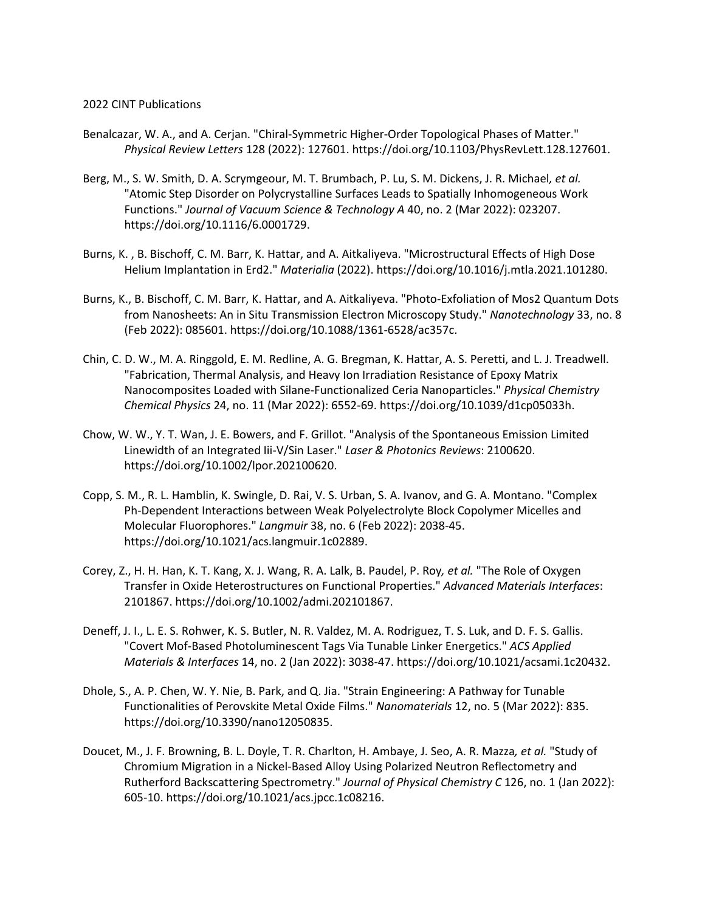2022 CINT Publications

Benalcazar, W. A., and A. Cerjan. "Chiral-Symmetric Higher-Order Topological Phases of Matter." *Physical Review Letters* 128 (2022): 127601. https://doi.org/10.1103/PhysRevLett.128.127601.

Berg, M., S. W. Smith, D. A. Scrymgeour, M. T. Brumbach, P. Lu, S. M. Dickens, J. R. Michael*, et al.* "Atomic Step Disorder on Polycrystalline Surfaces Leads to Spatially Inhomogeneous Work Functions." *Journal of Vacuum Science & Technology A* 40, no. 2 (Mar 2022): 023207. https://doi.org/10.1116/6.0001729.

Burns, K. , B. Bischoff, C. M. Barr, K. Hattar, and A. Aitkaliyeva. "Microstructural Effects of High Dose Helium Implantation in Erd2." *Materialia* (2022). https://doi.org/10.1016/j.mtla.2021.101280.

Burns, K., B. Bischoff, C. M. Barr, K. Hattar, and A. Aitkaliyeva. "Photo-Exfoliation of Mos2 Quantum Dots from Nanosheets: An in Situ Transmission Electron Microscopy Study." *Nanotechnology* 33, no. 8 (Feb 2022): 085601. https://doi.org/10.1088/1361-6528/ac357c.

Chin, C. D. W., M. A. Ringgold, E. M. Redline, A. G. Bregman, K. Hattar, A. S. Peretti, and L. J. Treadwell. "Fabrication, Thermal Analysis, and Heavy Ion Irradiation Resistance of Epoxy Matrix Nanocomposites Loaded with Silane-Functionalized Ceria Nanoparticles." *Physical Chemistry Chemical Physics* 24, no. 11 (Mar 2022): 6552-69. https://doi.org/10.1039/d1cp05033h.

Chow, W. W., Y. T. Wan, J. E. Bowers, and F. Grillot. "Analysis of the Spontaneous Emission Limited Linewidth of an Integrated Iii-V/Sin Laser." *Laser & Photonics Reviews*: 2100620. https://doi.org/10.1002/lpor.202100620.

Copp, S. M., R. L. Hamblin, K. Swingle, D. Rai, V. S. Urban, S. A. Ivanov, and G. A. Montano. "Complex Ph-Dependent Interactions between Weak Polyelectrolyte Block Copolymer Micelles and Molecular Fluorophores." *Langmuir* 38, no. 6 (Feb 2022): 2038-45. https://doi.org/10.1021/acs.langmuir.1c02889.

Corey, Z., H. H. Han, K. T. Kang, X. J. Wang, R. A. Lalk, B. Paudel, P. Roy*, et al.* "The Role of Oxygen Transfer in Oxide Heterostructures on Functional Properties." *Advanced Materials Interfaces*: 2101867. https://doi.org/10.1002/admi.202101867.

Deneff, J. I., L. E. S. Rohwer, K. S. Butler, N. R. Valdez, M. A. Rodriguez, T. S. Luk, and D. F. S. Gallis. "Covert Mof-Based Photoluminescent Tags Via Tunable Linker Energetics." *ACS Applied Materials & Interfaces* 14, no. 2 (Jan 2022): 3038-47. https://doi.org/10.1021/acsami.1c20432.

Dhole, S., A. P. Chen, W. Y. Nie, B. Park, and Q. Jia. "Strain Engineering: A Pathway for Tunable Functionalities of Perovskite Metal Oxide Films." *Nanomaterials* 12, no. 5 (Mar 2022): 835. https://doi.org/10.3390/nano12050835.

Doucet, M., J. F. Browning, B. L. Doyle, T. R. Charlton, H. Ambaye, J. Seo, A. R. Mazza*, et al.* "Study of Chromium Migration in a Nickel-Based Alloy Using Polarized Neutron Reflectometry and Rutherford Backscattering Spectrometry." *Journal of Physical Chemistry C* 126, no. 1 (Jan 2022): 605-10. https://doi.org/10.1021/acs.jpcc.1c08216.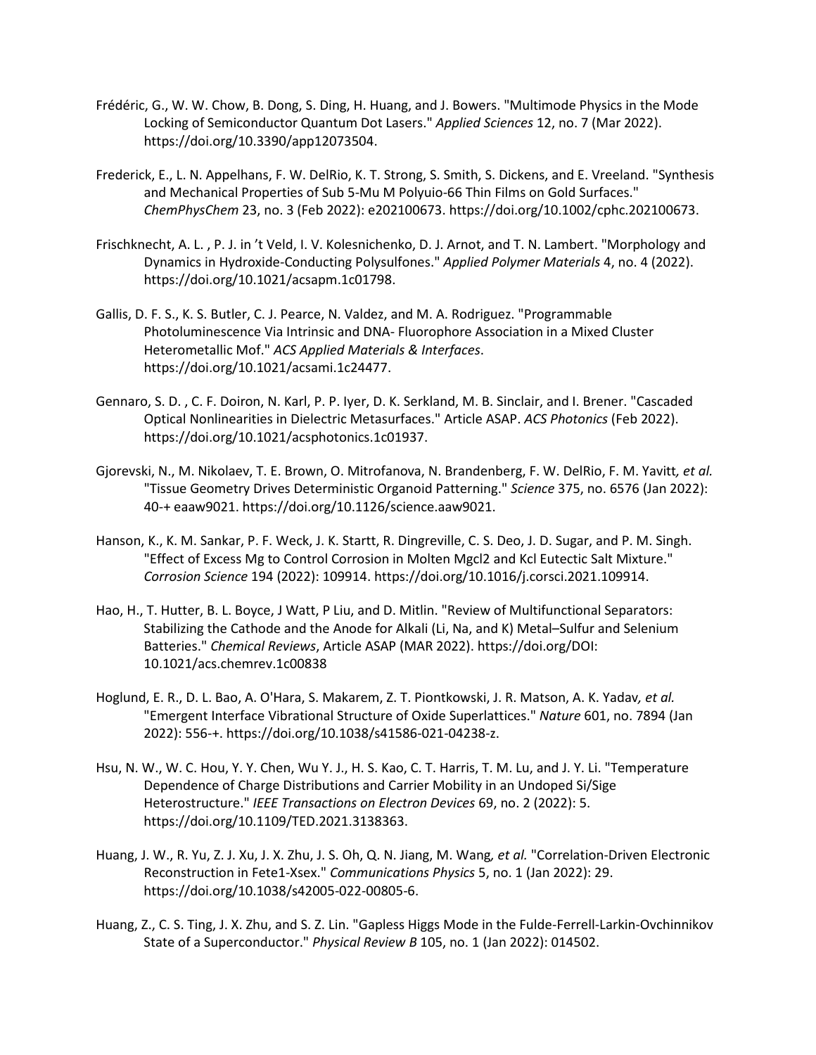Frédéric, G., W. W. Chow, B. Dong, S. Ding, H. Huang, and J. Bowers. "Multimode Physics in the Mode Locking of Semiconductor Quantum Dot Lasers." *Applied Sciences* 12, no. 7 (Mar 2022). https://doi.org/10.3390/app12073504.

Frederick, E., L. N. Appelhans, F. W. DelRio, K. T. Strong, S. Smith, S. Dickens, and E. Vreeland. "Synthesis and Mechanical Properties of Sub 5-Mu M Polyuio-66 Thin Films on Gold Surfaces." *ChemPhysChem* 23, no. 3 (Feb 2022): e202100673. https://doi.org/10.1002/cphc.202100673.

Frischknecht, A. L. , P. J. in 't Veld, I. V. Kolesnichenko, D. J. Arnot, and T. N. Lambert. "Morphology and Dynamics in Hydroxide-Conducting Polysulfones." *Applied Polymer Materials* 4, no. 4 (2022). https://doi.org/10.1021/acsapm.1c01798.

Gallis, D. F. S., K. S. Butler, C. J. Pearce, N. Valdez, and M. A. Rodriguez. "Programmable Photoluminescence Via Intrinsic and DNA- Fluorophore Association in a Mixed Cluster Heterometallic Mof." *ACS Applied Materials & Interfaces*. https://doi.org/10.1021/acsami.1c24477.

Gennaro, S. D. , C. F. Doiron, N. Karl, P. P. Iyer, D. K. Serkland, M. B. Sinclair, and I. Brener. "Cascaded Optical Nonlinearities in Dielectric Metasurfaces." Article ASAP. *ACS Photonics* (Feb 2022). https://doi.org/10.1021/acsphotonics.1c01937.

Gjorevski, N., M. Nikolaev, T. E. Brown, O. Mitrofanova, N. Brandenberg, F. W. DelRio, F. M. Yavitt*, et al.* "Tissue Geometry Drives Deterministic Organoid Patterning." *Science* 375, no. 6576 (Jan 2022): 40-+ eaaw9021. https://doi.org/10.1126/science.aaw9021.

Hanson, K., K. M. Sankar, P. F. Weck, J. K. Startt, R. Dingreville, C. S. Deo, J. D. Sugar, and P. M. Singh. "Effect of Excess Mg to Control Corrosion in Molten Mgcl2 and Kcl Eutectic Salt Mixture." *Corrosion Science* 194 (2022): 109914. https://doi.org/10.1016/j.corsci.2021.109914.

Hao, H., T. Hutter, B. L. Boyce, J Watt, P Liu, and D. Mitlin. "Review of Multifunctional Separators: Stabilizing the Cathode and the Anode for Alkali (Li, Na, and K) Metal–Sulfur and Selenium Batteries." *Chemical Reviews*, Article ASAP (MAR 2022). https://doi.org/DOI: 10.1021/acs.chemrev.1c00838

Hoglund, E. R., D. L. Bao, A. O'Hara, S. Makarem, Z. T. Piontkowski, J. R. Matson, A. K. Yadav*, et al.* "Emergent Interface Vibrational Structure of Oxide Superlattices." *Nature* 601, no. 7894 (Jan 2022): 556-+. https://doi.org/10.1038/s41586-021-04238-z.

Hsu, N. W., W. C. Hou, Y. Y. Chen, Wu Y. J., H. S. Kao, C. T. Harris, T. M. Lu, and J. Y. Li. "Temperature Dependence of Charge Distributions and Carrier Mobility in an Undoped Si/Sige Heterostructure." *IEEE Transactions on Electron Devices* 69, no. 2 (2022): 5. https://doi.org/10.1109/TED.2021.3138363.

Huang, J. W., R. Yu, Z. J. Xu, J. X. Zhu, J. S. Oh, Q. N. Jiang, M. Wang*, et al.* "Correlation-Driven Electronic Reconstruction in Fete1-Xsex." *Communications Physics* 5, no. 1 (Jan 2022): 29. https://doi.org/10.1038/s42005-022-00805-6.

Huang, Z., C. S. Ting, J. X. Zhu, and S. Z. Lin. "Gapless Higgs Mode in the Fulde-Ferrell-Larkin-Ovchinnikov State of a Superconductor." *Physical Review B* 105, no. 1 (Jan 2022): 014502.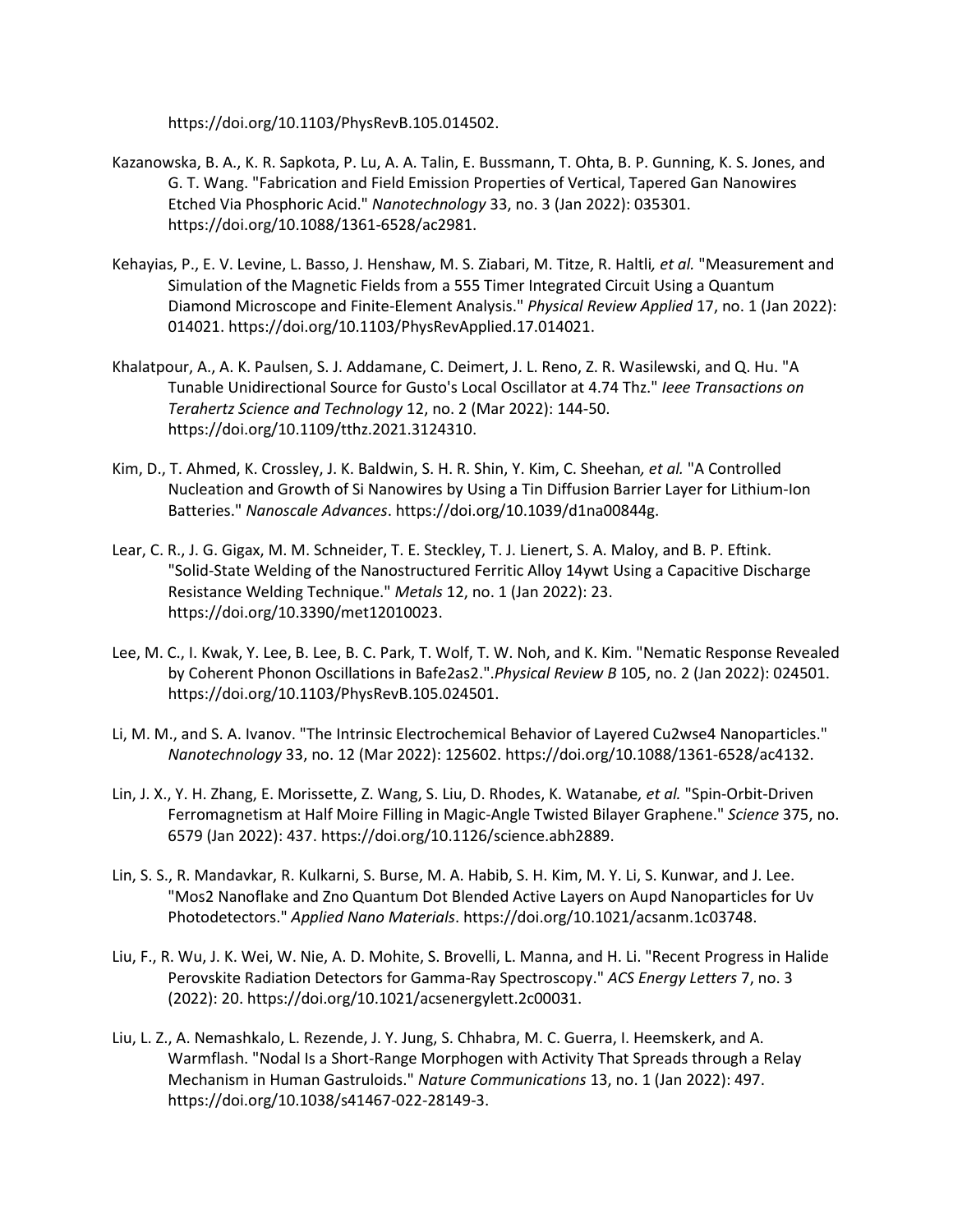https://doi.org/10.1103/PhysRevB.105.014502.

Kazanowska, B. A., K. R. Sapkota, P. Lu, A. A. Talin, E. Bussmann, T. Ohta, B. P. Gunning, K. S. Jones, and G. T. Wang. "Fabrication and Field Emission Properties of Vertical, Tapered Gan Nanowires Etched Via Phosphoric Acid." *Nanotechnology* 33, no. 3 (Jan 2022): 035301. https://doi.org/10.1088/1361-6528/ac2981.

Kehayias, P., E. V. Levine, L. Basso, J. Henshaw, M. S. Ziabari, M. Titze, R. Haltli*, et al.* "Measurement and Simulation of the Magnetic Fields from a 555 Timer Integrated Circuit Using a Quantum Diamond Microscope and Finite-Element Analysis." *Physical Review Applied* 17, no. 1 (Jan 2022): 014021. https://doi.org/10.1103/PhysRevApplied.17.014021.

Khalatpour, A., A. K. Paulsen, S. J. Addamane, C. Deimert, J. L. Reno, Z. R. Wasilewski, and Q. Hu. "A Tunable Unidirectional Source for Gusto's Local Oscillator at 4.74 Thz." *Ieee Transactions on Terahertz Science and Technology* 12, no. 2 (Mar 2022): 144-50. https://doi.org/10.1109/tthz.2021.3124310.

Kim, D., T. Ahmed, K. Crossley, J. K. Baldwin, S. H. R. Shin, Y. Kim, C. Sheehan*, et al.* "A Controlled Nucleation and Growth of Si Nanowires by Using a Tin Diffusion Barrier Layer for Lithium-Ion Batteries." *Nanoscale Advances*. https://doi.org/10.1039/d1na00844g.

Lear, C. R., J. G. Gigax, M. M. Schneider, T. E. Steckley, T. J. Lienert, S. A. Maloy, and B. P. Eftink. "Solid-State Welding of the Nanostructured Ferritic Alloy 14ywt Using a Capacitive Discharge Resistance Welding Technique." *Metals* 12, no. 1 (Jan 2022): 23. https://doi.org/10.3390/met12010023.

Lee, M. C., I. Kwak, Y. Lee, B. Lee, B. C. Park, T. Wolf, T. W. Noh, and K. Kim. "Nematic Response Revealed by Coherent Phonon Oscillations in Bafe2as2.".*Physical Review B* 105, no. 2 (Jan 2022): 024501. https://doi.org/10.1103/PhysRevB.105.024501.

Li, M. M., and S. A. Ivanov. "The Intrinsic Electrochemical Behavior of Layered Cu2wse4 Nanoparticles." *Nanotechnology* 33, no. 12 (Mar 2022): 125602. https://doi.org/10.1088/1361-6528/ac4132.

Lin, J. X., Y. H. Zhang, E. Morissette, Z. Wang, S. Liu, D. Rhodes, K. Watanabe*, et al.* "Spin-Orbit-Driven Ferromagnetism at Half Moire Filling in Magic-Angle Twisted Bilayer Graphene." *Science* 375, no. 6579 (Jan 2022): 437. https://doi.org/10.1126/science.abh2889.

Lin, S. S., R. Mandavkar, R. Kulkarni, S. Burse, M. A. Habib, S. H. Kim, M. Y. Li, S. Kunwar, and J. Lee. "Mos2 Nanoflake and Zno Quantum Dot Blended Active Layers on Aupd Nanoparticles for Uv Photodetectors." *Applied Nano Materials*. https://doi.org/10.1021/acsanm.1c03748.

Liu, F., R. Wu, J. K. Wei, W. Nie, A. D. Mohite, S. Brovelli, L. Manna, and H. Li. "Recent Progress in Halide Perovskite Radiation Detectors for Gamma-Ray Spectroscopy." *ACS Energy Letters* 7, no. 3 (2022): 20. https://doi.org/10.1021/acsenergylett.2c00031.

Liu, L. Z., A. Nemashkalo, L. Rezende, J. Y. Jung, S. Chhabra, M. C. Guerra, I. Heemskerk, and A. Warmflash. "Nodal Is a Short-Range Morphogen with Activity That Spreads through a Relay Mechanism in Human Gastruloids." *Nature Communications* 13, no. 1 (Jan 2022): 497. https://doi.org/10.1038/s41467-022-28149-3.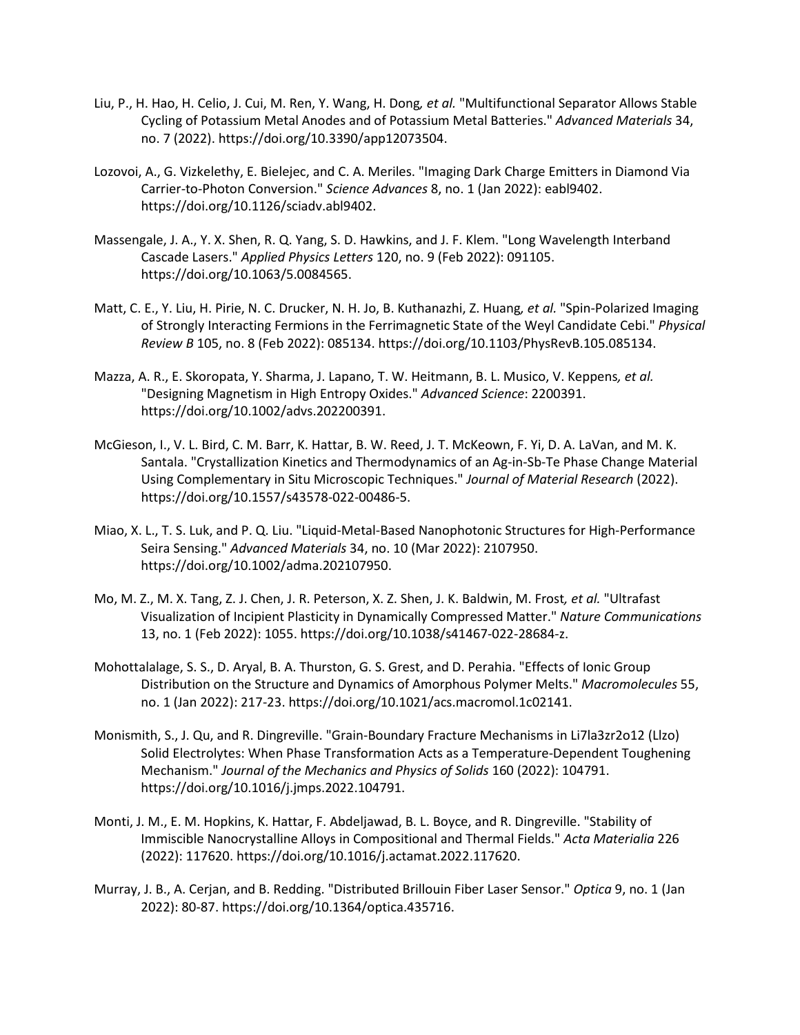Liu, P., H. Hao, H. Celio, J. Cui, M. Ren, Y. Wang, H. Dong*, et al.* "Multifunctional Separator Allows Stable Cycling of Potassium Metal Anodes and of Potassium Metal Batteries." *Advanced Materials* 34, no. 7 (2022). https://doi.org/10.3390/app12073504.

Lozovoi, A., G. Vizkelethy, E. Bielejec, and C. A. Meriles. "Imaging Dark Charge Emitters in Diamond Via Carrier-to-Photon Conversion." *Science Advances* 8, no. 1 (Jan 2022): eabl9402. https://doi.org/10.1126/sciadv.abl9402.

Massengale, J. A., Y. X. Shen, R. Q. Yang, S. D. Hawkins, and J. F. Klem. "Long Wavelength Interband Cascade Lasers." *Applied Physics Letters* 120, no. 9 (Feb 2022): 091105. https://doi.org/10.1063/5.0084565.

Matt, C. E., Y. Liu, H. Pirie, N. C. Drucker, N. H. Jo, B. Kuthanazhi, Z. Huang*, et al.* "Spin-Polarized Imaging of Strongly Interacting Fermions in the Ferrimagnetic State of the Weyl Candidate Cebi." *Physical Review B* 105, no. 8 (Feb 2022): 085134. https://doi.org/10.1103/PhysRevB.105.085134.

Mazza, A. R., E. Skoropata, Y. Sharma, J. Lapano, T. W. Heitmann, B. L. Musico, V. Keppens*, et al.* "Designing Magnetism in High Entropy Oxides." *Advanced Science*: 2200391. https://doi.org/10.1002/advs.202200391.

McGieson, I., V. L. Bird, C. M. Barr, K. Hattar, B. W. Reed, J. T. McKeown, F. Yi, D. A. LaVan, and M. K. Santala. "Crystallization Kinetics and Thermodynamics of an Ag-in-Sb-Te Phase Change Material Using Complementary in Situ Microscopic Techniques." *Journal of Material Research* (2022). https://doi.org/10.1557/s43578-022-00486-5.

Miao, X. L., T. S. Luk, and P. Q. Liu. "Liquid-Metal-Based Nanophotonic Structures for High-Performance Seira Sensing." *Advanced Materials* 34, no. 10 (Mar 2022): 2107950. https://doi.org/10.1002/adma.202107950.

Mo, M. Z., M. X. Tang, Z. J. Chen, J. R. Peterson, X. Z. Shen, J. K. Baldwin, M. Frost*, et al.* "Ultrafast Visualization of Incipient Plasticity in Dynamically Compressed Matter." *Nature Communications* 13, no. 1 (Feb 2022): 1055. https://doi.org/10.1038/s41467-022-28684-z.

Mohottalalage, S. S., D. Aryal, B. A. Thurston, G. S. Grest, and D. Perahia. "Effects of Ionic Group Distribution on the Structure and Dynamics of Amorphous Polymer Melts." *Macromolecules* 55, no. 1 (Jan 2022): 217-23. https://doi.org/10.1021/acs.macromol.1c02141.

Monismith, S., J. Qu, and R. Dingreville. "Grain-Boundary Fracture Mechanisms in Li7la3zr2o12 (Llzo) Solid Electrolytes: When Phase Transformation Acts as a Temperature-Dependent Toughening Mechanism." *Journal of the Mechanics and Physics of Solids* 160 (2022): 104791. https://doi.org/10.1016/j.jmps.2022.104791.

Monti, J. M., E. M. Hopkins, K. Hattar, F. Abdeljawad, B. L. Boyce, and R. Dingreville. "Stability of Immiscible Nanocrystalline Alloys in Compositional and Thermal Fields." *Acta Materialia* 226 (2022): 117620. https://doi.org/10.1016/j.actamat.2022.117620.

Murray, J. B., A. Cerjan, and B. Redding. "Distributed Brillouin Fiber Laser Sensor." *Optica* 9, no. 1 (Jan 2022): 80-87. https://doi.org/10.1364/optica.435716.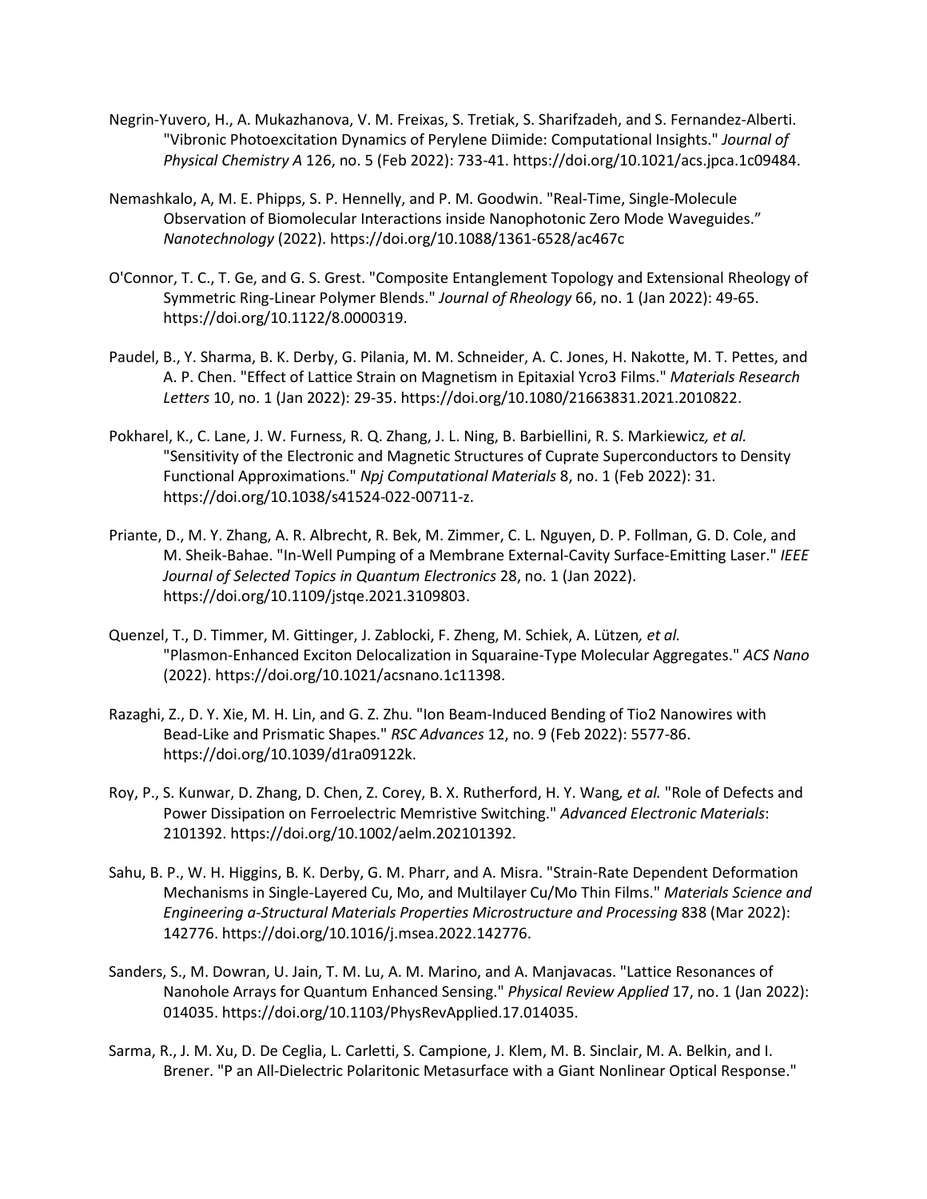Negrin-Yuvero, H., A. Mukazhanova, V. M. Freixas, S. Tretiak, S. Sharifzadeh, and S. Fernandez-Alberti. "Vibronic Photoexcitation Dynamics of Perylene Diimide: Computational Insights." *Journal of Physical Chemistry A* 126, no. 5 (Feb 2022): 733-41. https://doi.org/10.1021/acs.jpca.1c09484.

Nemashkalo, A, M. E. Phipps, S. P. Hennelly, and P. M. Goodwin. "Real-Time, Single-Molecule Observation of Biomolecular Interactions inside Nanophotonic Zero Mode Waveguides." *Nanotechnology* (2022). https://doi.org/10.1088/1361-6528/ac467c

O'Connor, T. C., T. Ge, and G. S. Grest. "Composite Entanglement Topology and Extensional Rheology of Symmetric Ring-Linear Polymer Blends." *Journal of Rheology* 66, no. 1 (Jan 2022): 49-65. https://doi.org/10.1122/8.0000319.

Paudel, B., Y. Sharma, B. K. Derby, G. Pilania, M. M. Schneider, A. C. Jones, H. Nakotte, M. T. Pettes, and A. P. Chen. "Effect of Lattice Strain on Magnetism in Epitaxial Ycro3 Films." *Materials Research Letters* 10, no. 1 (Jan 2022): 29-35. https://doi.org/10.1080/21663831.2021.2010822.

Pokharel, K., C. Lane, J. W. Furness, R. Q. Zhang, J. L. Ning, B. Barbiellini, R. S. Markiewicz*, et al.* "Sensitivity of the Electronic and Magnetic Structures of Cuprate Superconductors to Density Functional Approximations." *Npj Computational Materials* 8, no. 1 (Feb 2022): 31. https://doi.org/10.1038/s41524-022-00711-z.

Priante, D., M. Y. Zhang, A. R. Albrecht, R. Bek, M. Zimmer, C. L. Nguyen, D. P. Follman, G. D. Cole, and M. Sheik-Bahae. "In-Well Pumping of a Membrane External-Cavity Surface-Emitting Laser." *IEEE Journal of Selected Topics in Quantum Electronics* 28, no. 1 (Jan 2022). https://doi.org/10.1109/jstqe.2021.3109803.

Quenzel, T., D. Timmer, M. Gittinger, J. Zablocki, F. Zheng, M. Schiek, A. Lützen*, et al.* "Plasmon-Enhanced Exciton Delocalization in Squaraine-Type Molecular Aggregates." *ACS Nano* (2022). https://doi.org/10.1021/acsnano.1c11398.

Razaghi, Z., D. Y. Xie, M. H. Lin, and G. Z. Zhu. "Ion Beam-Induced Bending of Tio2 Nanowires with Bead-Like and Prismatic Shapes." *RSC Advances* 12, no. 9 (Feb 2022): 5577-86. https://doi.org/10.1039/d1ra09122k.

Roy, P., S. Kunwar, D. Zhang, D. Chen, Z. Corey, B. X. Rutherford, H. Y. Wang*, et al.* "Role of Defects and Power Dissipation on Ferroelectric Memristive Switching." *Advanced Electronic Materials*: 2101392. https://doi.org/10.1002/aelm.202101392.

Sahu, B. P., W. H. Higgins, B. K. Derby, G. M. Pharr, and A. Misra. "Strain-Rate Dependent Deformation Mechanisms in Single-Layered Cu, Mo, and Multilayer Cu/Mo Thin Films." *Materials Science and Engineering a-Structural Materials Properties Microstructure and Processing* 838 (Mar 2022): 142776. https://doi.org/10.1016/j.msea.2022.142776.

Sanders, S., M. Dowran, U. Jain, T. M. Lu, A. M. Marino, and A. Manjavacas. "Lattice Resonances of Nanohole Arrays for Quantum Enhanced Sensing." *Physical Review Applied* 17, no. 1 (Jan 2022): 014035. https://doi.org/10.1103/PhysRevApplied.17.014035.

Sarma, R., J. M. Xu, D. De Ceglia, L. Carletti, S. Campione, J. Klem, M. B. Sinclair, M. A. Belkin, and I. Brener. "P an All-Dielectric Polaritonic Metasurface with a Giant Nonlinear Optical Response."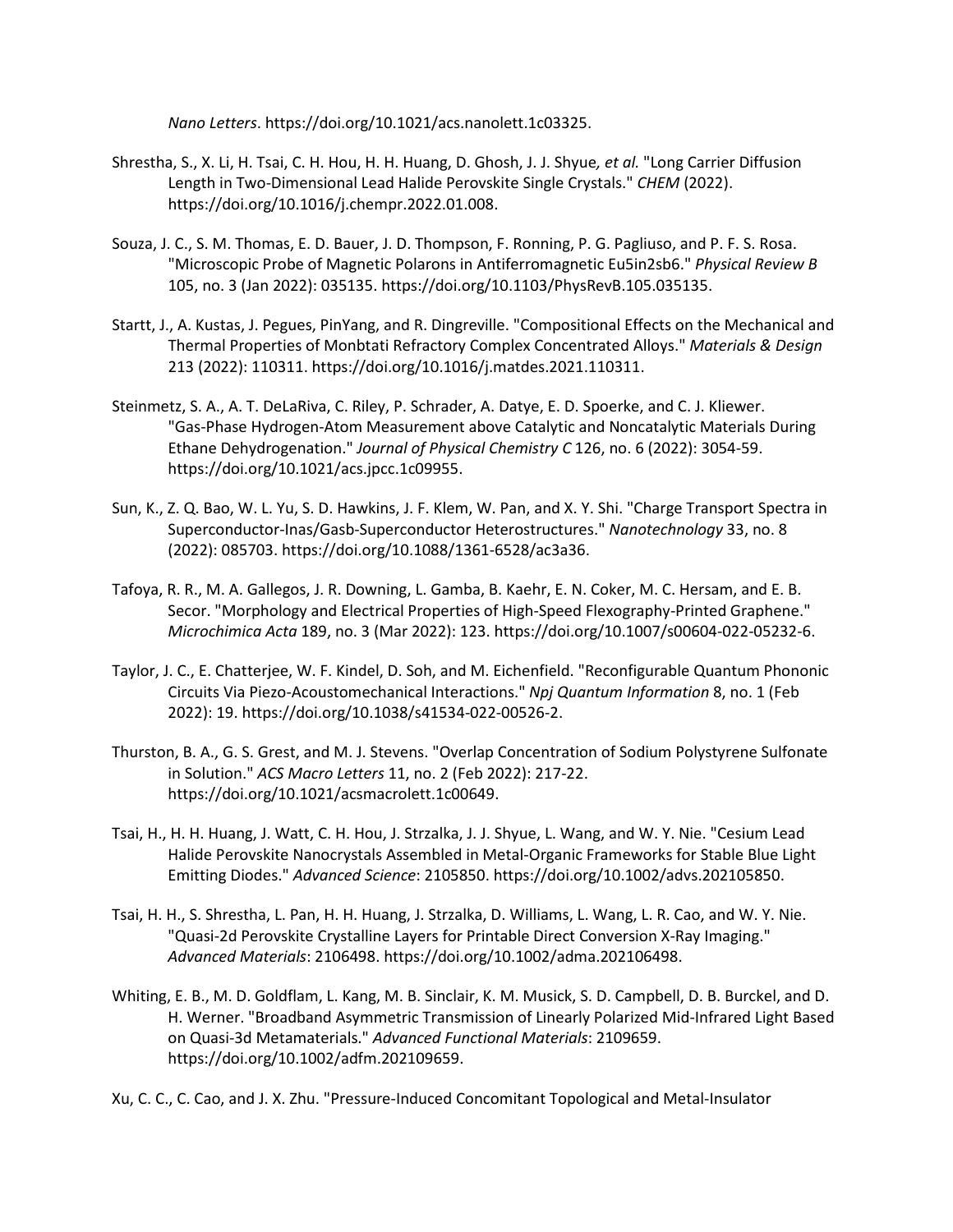*Nano Letters*. https://doi.org/10.1021/acs.nanolett.1c03325.

Shrestha, S., X. Li, H. Tsai, C. H. Hou, H. H. Huang, D. Ghosh, J. J. Shyue, *et al.* "Long Carrier Diffusion Length in Two-Dimensional Lead Halide Perovskite Single Crystals." *CHEM* (2022). https://doi.org/10.1016/j.chempr.2022.01.008.

Souza, J. C., S. M. Thomas, E. D. Bauer, J. D. Thompson, F. Ronning, P. G. Pagliuso, and P. F. S. Rosa. "Microscopic Probe of Magnetic Polarons in Antiferromagnetic Eu5in2sb6." *Physical Review B* 105, no. 3 (Jan 2022): 035135. https://doi.org/10.1103/PhysRevB.105.035135.

Startt, J., A. Kustas, J. Pegues, PinYang, and R. Dingreville. "Compositional Effects on the Mechanical and Thermal Properties of Monbtati Refractory Complex Concentrated Alloys." *Materials & Design* 213 (2022): 110311. https://doi.org/10.1016/j.matdes.2021.110311.

Steinmetz, S. A., A. T. DeLaRiva, C. Riley, P. Schrader, A. Datye, E. D. Spoerke, and C. J. Kliewer. "Gas-Phase Hydrogen-Atom Measurement above Catalytic and Noncatalytic Materials During Ethane Dehydrogenation." *Journal of Physical Chemistry C* 126, no. 6 (2022): 3054-59. https://doi.org/10.1021/acs.jpcc.1c09955.

Sun, K., Z. Q. Bao, W. L. Yu, S. D. Hawkins, J. F. Klem, W. Pan, and X. Y. Shi. "Charge Transport Spectra in Superconductor-Inas/Gasb-Superconductor Heterostructures." *Nanotechnology* 33, no. 8 (2022): 085703. https://doi.org/10.1088/1361-6528/ac3a36.

Tafoya, R. R., M. A. Gallegos, J. R. Downing, L. Gamba, B. Kaehr, E. N. Coker, M. C. Hersam, and E. B. Secor. "Morphology and Electrical Properties of High-Speed Flexography-Printed Graphene." *Microchimica Acta* 189, no. 3 (Mar 2022): 123. https://doi.org/10.1007/s00604-022-05232-6.

Taylor, J. C., E. Chatterjee, W. F. Kindel, D. Soh, and M. Eichenfield. "Reconfigurable Quantum Phononic Circuits Via Piezo-Acoustomechanical Interactions." *Npj Quantum Information* 8, no. 1 (Feb 2022): 19. https://doi.org/10.1038/s41534-022-00526-2.

Thurston, B. A., G. S. Grest, and M. J. Stevens. "Overlap Concentration of Sodium Polystyrene Sulfonate in Solution." *ACS Macro Letters* 11, no. 2 (Feb 2022): 217-22. https://doi.org/10.1021/acsmacrolett.1c00649.

Tsai, H., H. H. Huang, J. Watt, C. H. Hou, J. Strzalka, J. J. Shyue, L. Wang, and W. Y. Nie. "Cesium Lead Halide Perovskite Nanocrystals Assembled in Metal-Organic Frameworks for Stable Blue Light Emitting Diodes." *Advanced Science*: 2105850. https://doi.org/10.1002/advs.202105850.

Tsai, H. H., S. Shrestha, L. Pan, H. H. Huang, J. Strzalka, D. Williams, L. Wang, L. R. Cao, and W. Y. Nie. "Quasi-2d Perovskite Crystalline Layers for Printable Direct Conversion X-Ray Imaging." *Advanced Materials*: 2106498. https://doi.org/10.1002/adma.202106498.

Whiting, E. B., M. D. Goldflam, L. Kang, M. B. Sinclair, K. M. Musick, S. D. Campbell, D. B. Burckel, and D. H. Werner. "Broadband Asymmetric Transmission of Linearly Polarized Mid-Infrared Light Based on Quasi-3d Metamaterials." *Advanced Functional Materials*: 2109659. https://doi.org/10.1002/adfm.202109659.

Xu, C. C., C. Cao, and J. X. Zhu. "Pressure-Induced Concomitant Topological and Metal-Insulator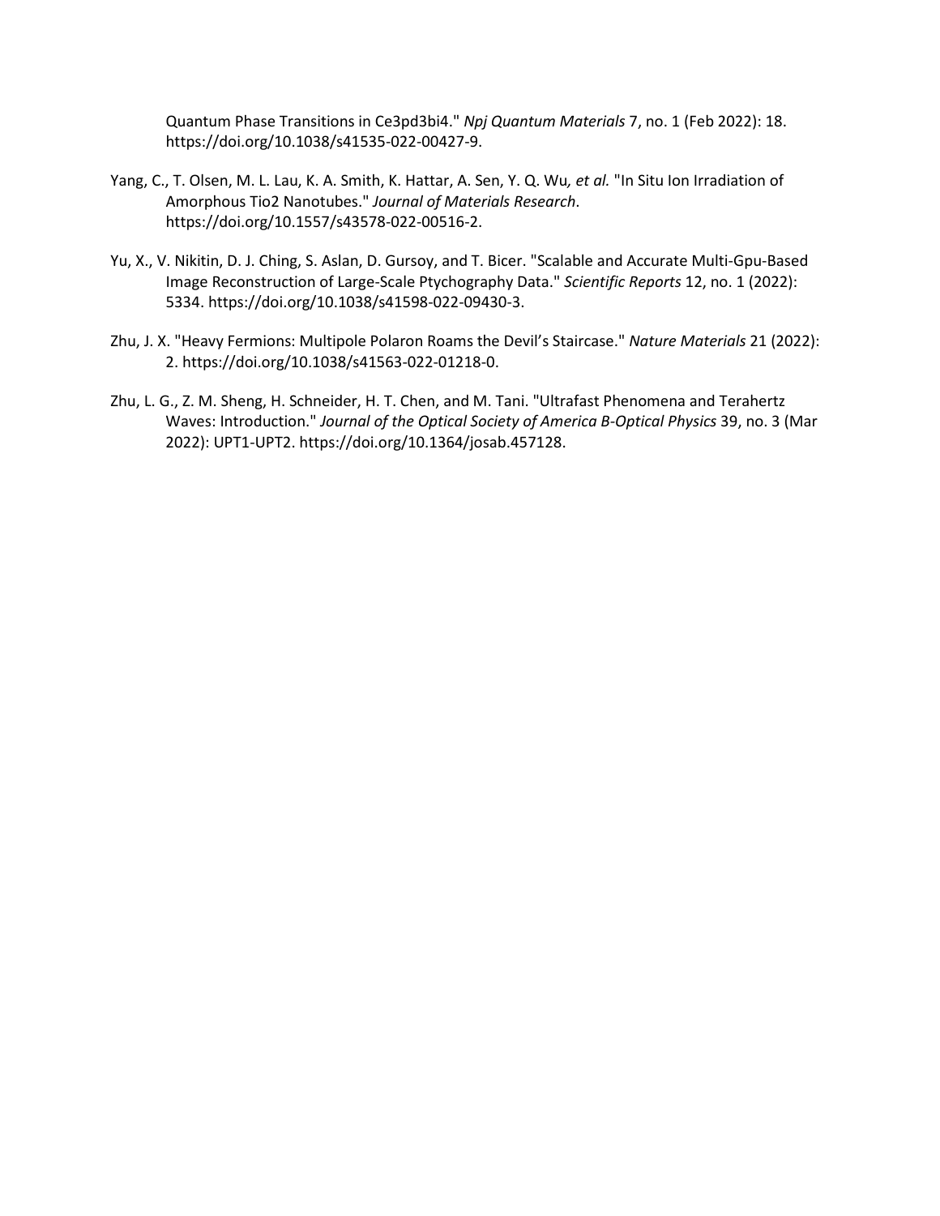Quantum Phase Transitions in Ce3pd3bi4." *Npj Quantum Materials* 7, no. 1 (Feb 2022): 18. https://doi.org/10.1038/s41535-022-00427-9.

Yang, C., T. Olsen, M. L. Lau, K. A. Smith, K. Hattar, A. Sen, Y. Q. Wu*, et al.* "In Situ Ion Irradiation of Amorphous Tio2 Nanotubes." *Journal of Materials Research*. https://doi.org/10.1557/s43578-022-00516-2.

Yu, X., V. Nikitin, D. J. Ching, S. Aslan, D. Gursoy, and T. Bicer. "Scalable and Accurate Multi-Gpu-Based Image Reconstruction of Large-Scale Ptychography Data." *Scientific Reports* 12, no. 1 (2022): 5334. https://doi.org/10.1038/s41598-022-09430-3.

Zhu, J. X. "Heavy Fermions: Multipole Polaron Roams the Devil's Staircase." *Nature Materials* 21 (2022): 2. https://doi.org/10.1038/s41563-022-01218-0.

Zhu, L. G., Z. M. Sheng, H. Schneider, H. T. Chen, and M. Tani. "Ultrafast Phenomena and Terahertz Waves: Introduction." *Journal of the Optical Society of America B-Optical Physics* 39, no. 3 (Mar 2022): UPT1-UPT2. https://doi.org/10.1364/josab.457128.